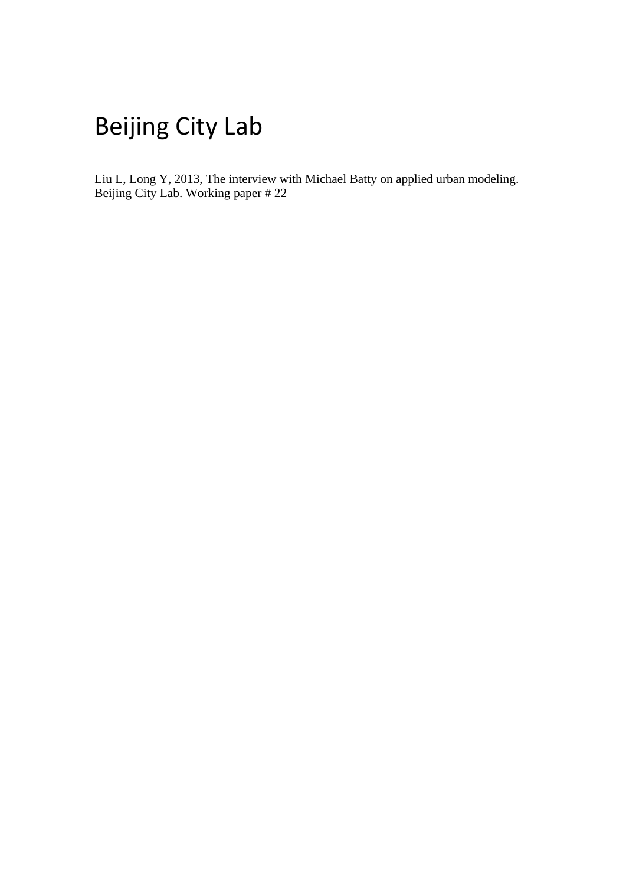# Beijing City Lab

Liu L, Long Y, 2013, The interview with Michael Batty on applied urban modeling. Beijing City Lab. Working paper # 22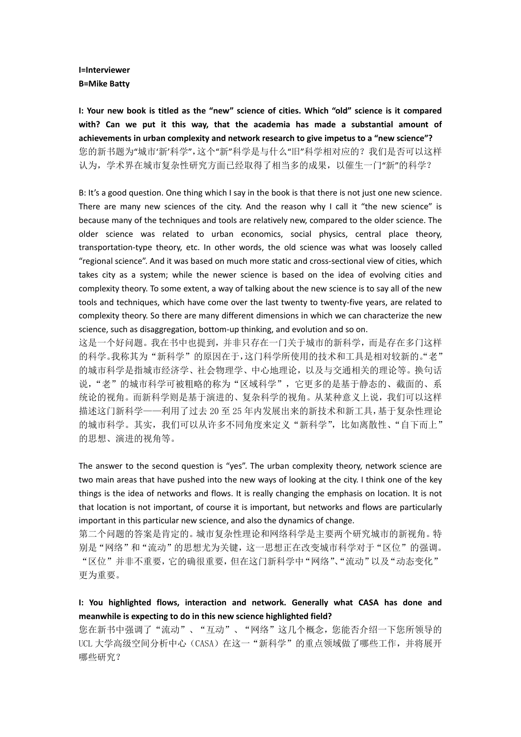**I=Interviewer**
**B=Mike Batty**

**I: Your new book is titled as the "new" science of cities. Which "old" science is it compared with? Can we put it this way, that the academia has made a substantial amount of achievements in urban complexity and network research to give impetus to a "new science"?**
您的新书题为"城市'新'科学",这个"新"科学是与什么"旧"科学相对应的？我们是否可以这样认为，学术界在城市复杂性研究方面已经取得了相当多的成果，以催生一门"新"的科学？

B: It's a good question. One thing which I say in the book is that there is not just one new science. There are many new sciences of the city. And the reason why I call it "the new science" is because many of the techniques and tools are relatively new, compared to the older science. The older science was related to urban economics, social physics, central place theory, transportation-type theory, etc. In other words, the old science was what was loosely called "regional science". And it was based on much more static and cross-sectional view of cities, which takes city as a system; while the newer science is based on the idea of evolving cities and complexity theory. To some extent, a way of talking about the new science is to say all of the new tools and techniques, which have come over the last twenty to twenty-five years, are related to complexity theory. So there are many different dimensions in which we can characterize the new science, such as disaggregation, bottom-up thinking, and evolution and so on.
这是一个好问题。我在书中也提到，并非只存在一门关于城市的新科学，而是存在多门这样的科学。我称其为"新科学"的原因在于，这门科学所使用的技术和工具是相对较新的。"老"的城市科学是指城市经济学、社会物理学、中心地理论，以及与交通相关的理论等。换句话说，"老"的城市科学可被粗略的称为"区域科学"，它更多的是基于静态的、截面的、系统论的视角。而新科学则是基于演进的、复杂科学的视角。从某种意义上说，我们可以这样描述这门新科学——利用了过去20至25年内发展出来的新技术和新工具，基于复杂性理论的城市科学。其实，我们可以从许多不同角度来定义"新科学"，比如离散性、"自下而上"的思想、演进的视角等。

The answer to the second question is "yes". The urban complexity theory, network science are two main areas that have pushed into the new ways of looking at the city. I think one of the key things is the idea of networks and flows. It is really changing the emphasis on location. It is not that location is not important, of course it is important, but networks and flows are particularly important in this particular new science, and also the dynamics of change.
第二个问题的答案是肯定的。城市复杂性理论和网络科学是主要两个研究城市的新视角。特别是"网络"和"流动"的思想尤为关键，这一思想正在改变城市科学对于"区位"的强调。"区位"并非不重要，它的确很重要，但在这门新科学中"网络"、"流动"以及"动态变化"更为重要。

**I: You highlighted flows, interaction and network. Generally what CASA has done and meanwhile is expecting to do in this new science highlighted field?**
您在新书中强调了"流动"、"互动"、"网络"这几个概念，您能否介绍一下您所领导的UCL大学高级空间分析中心（CASA）在这一"新科学"的重点领域做了哪些工作，并将展开哪些研究？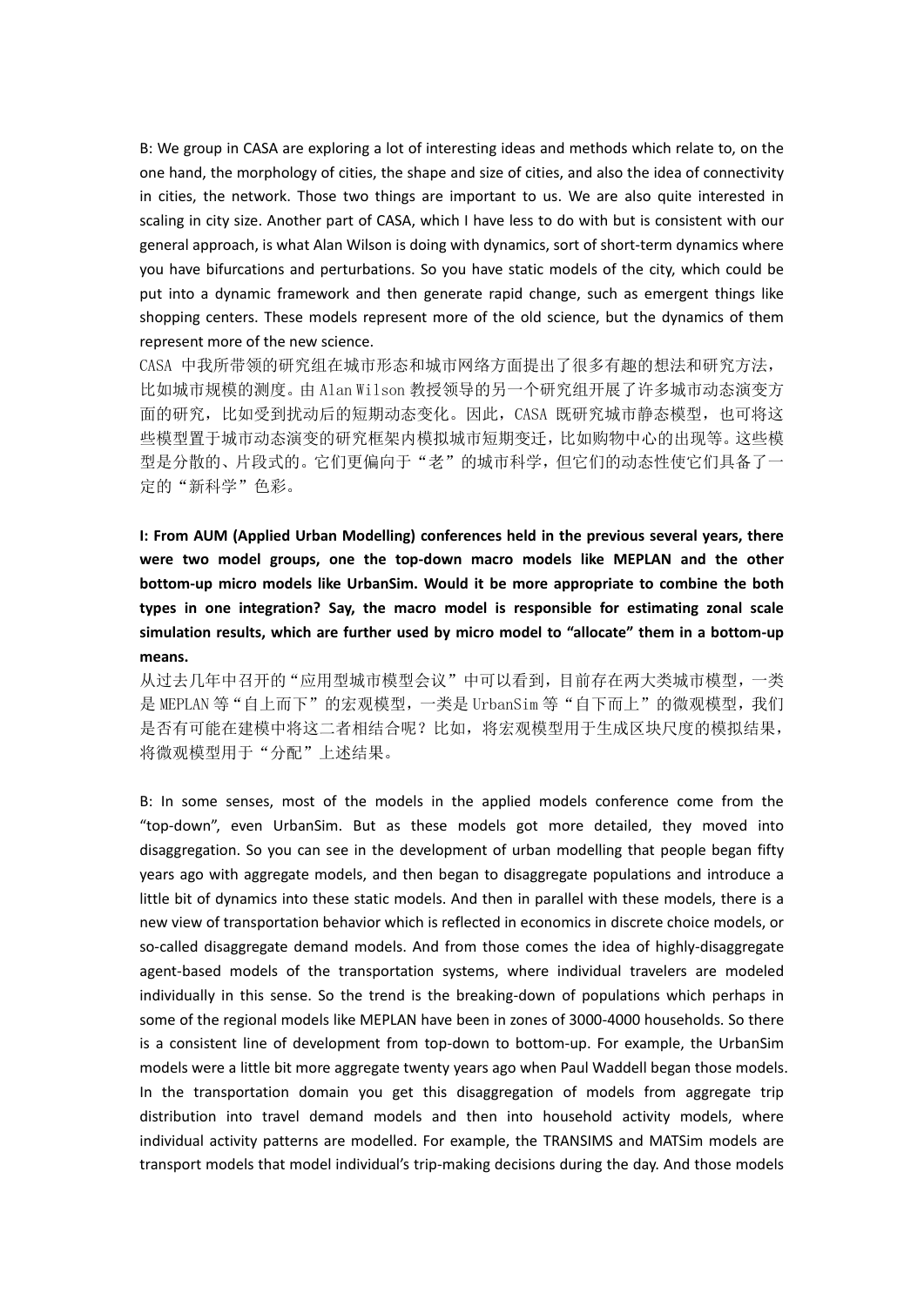B: We group in CASA are exploring a lot of interesting ideas and methods which relate to, on the one hand, the morphology of cities, the shape and size of cities, and also the idea of connectivity in cities, the network. Those two things are important to us. We are also quite interested in scaling in city size. Another part of CASA, which I have less to do with but is consistent with our general approach, is what Alan Wilson is doing with dynamics, sort of short-term dynamics where you have bifurcations and perturbations. So you have static models of the city, which could be put into a dynamic framework and then generate rapid change, such as emergent things like shopping centers. These models represent more of the old science, but the dynamics of them represent more of the new science.

CASA 中我所带领的研究组在城市形态和城市网络方面提出了很多有趣的想法和研究方法，比如城市规模的测度。由 Alan Wilson 教授领导的另一个研究组开展了许多城市动态演变方面的研究，比如受到扰动后的短期动态变化。因此，CASA 既研究城市静态模型，也可将这些模型置于城市动态演变的研究框架内模拟城市短期变迁，比如购物中心的出现等。这些模型是分散的、片段式的。它们更偏向于“老”的城市科学，但它们的动态性使它们具备了一定的“新科学”色彩。

**I: From AUM (Applied Urban Modelling) conferences held in the previous several years, there were two model groups, one the top-down macro models like MEPLAN and the other bottom-up micro models like UrbanSim. Would it be more appropriate to combine the both types in one integration? Say, the macro model is responsible for estimating zonal scale simulation results, which are further used by micro model to "allocate" them in a bottom-up means.**

从过去几年中召开的“应用型城市模型会议”中可以看到，目前存在两大类城市模型，一类是 MEPLAN 等“自上而下”的宏观模型，一类是 UrbanSim 等“自下而上”的微观模型，我们是否有可能在建模中将这二者相结合呢？比如，将宏观模型用于生成区块尺度的模拟结果，将微观模型用于“分配”上述结果。

B: In some senses, most of the models in the applied models conference come from the "top-down", even UrbanSim. But as these models got more detailed, they moved into disaggregation. So you can see in the development of urban modelling that people began fifty years ago with aggregate models, and then began to disaggregate populations and introduce a little bit of dynamics into these static models. And then in parallel with these models, there is a new view of transportation behavior which is reflected in economics in discrete choice models, or so-called disaggregate demand models. And from those comes the idea of highly-disaggregate agent-based models of the transportation systems, where individual travelers are modeled individually in this sense. So the trend is the breaking-down of populations which perhaps in some of the regional models like MEPLAN have been in zones of 3000-4000 households. So there is a consistent line of development from top-down to bottom-up. For example, the UrbanSim models were a little bit more aggregate twenty years ago when Paul Waddell began those models. In the transportation domain you get this disaggregation of models from aggregate trip distribution into travel demand models and then into household activity models, where individual activity patterns are modelled. For example, the TRANSIMS and MATSim models are transport models that model individual's trip-making decisions during the day. And those models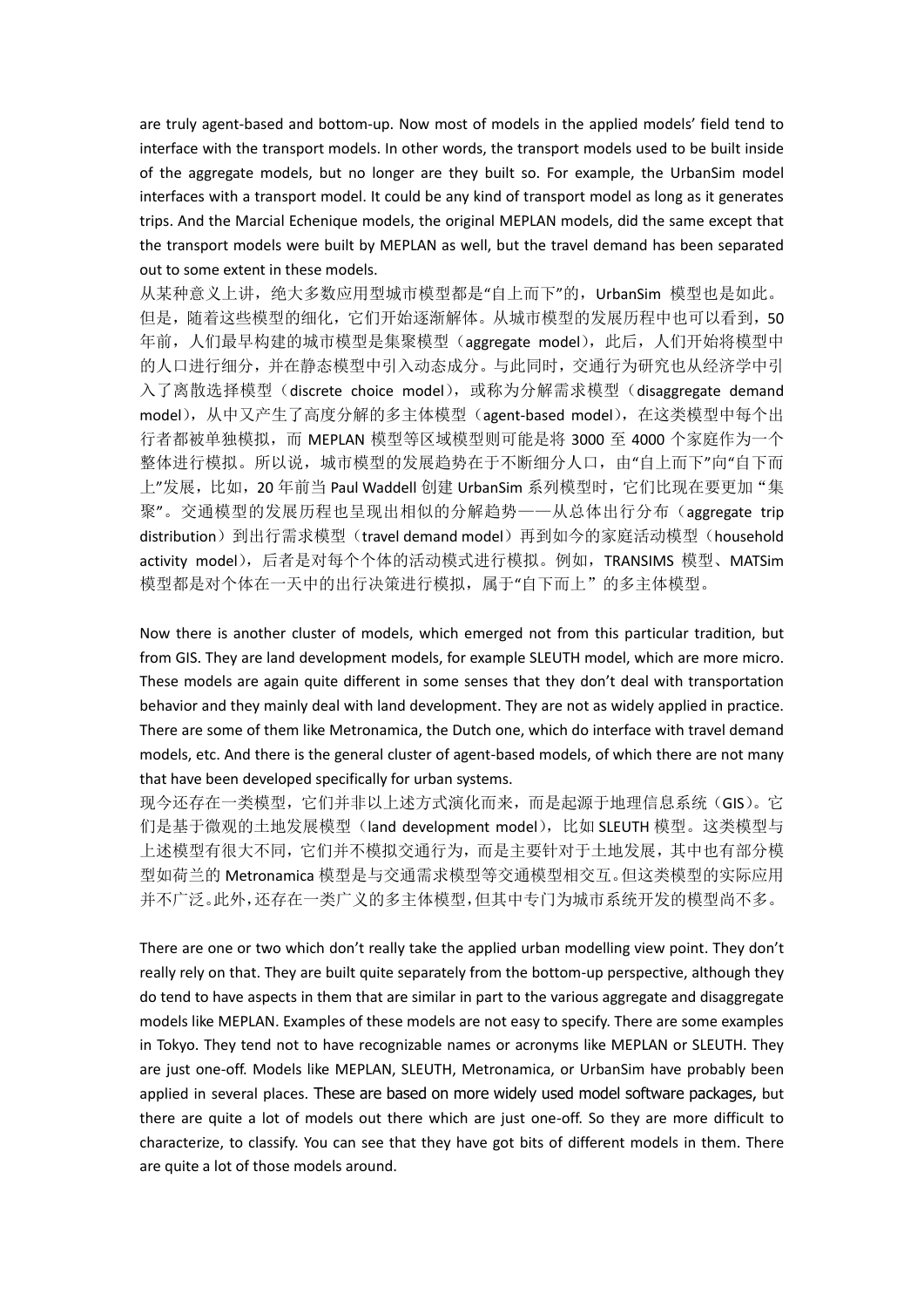are truly agent-based and bottom-up. Now most of models in the applied models' field tend to interface with the transport models. In other words, the transport models used to be built inside of the aggregate models, but no longer are they built so. For example, the UrbanSim model interfaces with a transport model. It could be any kind of transport model as long as it generates trips. And the Marcial Echenique models, the original MEPLAN models, did the same except that the transport models were built by MEPLAN as well, but the travel demand has been separated out to some extent in these models.

从某种意义上讲，绝大多数应用型城市模型都是"自上而下"的，UrbanSim 模型也是如此。但是，随着这些模型的细化，它们开始逐渐解体。从城市模型的发展历程中也可以看到，50 年前，人们最早构建的城市模型是集聚模型（aggregate model），此后，人们开始将模型中的人口进行细分，并在静态模型中引入动态成分。与此同时，交通行为研究也从经济学中引入了离散选择模型（discrete choice model），或称为分解需求模型（disaggregate demand model），从中又产生了高度分解的多主体模型（agent-based model），在这类模型中每个出行者都被单独模拟，而 MEPLAN 模型等区域模型则可能是将 3000 至 4000 个家庭作为一个整体进行模拟。所以说，城市模型的发展趋势在于不断细分人口，由"自上而下"向"自下而上"发展，比如，20 年前当 Paul Waddell 创建 UrbanSim 系列模型时，它们比现在要更加"集聚"。交通模型的发展历程也呈现出相似的分解趋势——从总体出行分布（aggregate trip distribution）到出行需求模型（travel demand model）再到如今的家庭活动模型（household activity model），后者是对每个个体的活动模式进行模拟。例如，TRANSIMS 模型、MATSim 模型都是对个体在一天中的出行决策进行模拟，属于"自下而上"的多主体模型。

Now there is another cluster of models, which emerged not from this particular tradition, but from GIS. They are land development models, for example SLEUTH model, which are more micro. These models are again quite different in some senses that they don't deal with transportation behavior and they mainly deal with land development. They are not as widely applied in practice. There are some of them like Metronamica, the Dutch one, which do interface with travel demand models, etc. And there is the general cluster of agent-based models, of which there are not many that have been developed specifically for urban systems.

现今还存在一类模型，它们并非以上述方式演化而来，而是起源于地理信息系统（GIS）。它们是基于微观的土地发展模型（land development model），比如 SLEUTH 模型。这类模型与上述模型有很大不同，它们并不模拟交通行为，而是主要针对于土地发展，其中也有部分模型如荷兰的 Metronamica 模型是与交通需求模型等交通模型相交互。但这类模型的实际应用并不广泛。此外，还存在一类广义的多主体模型，但其中专门为城市系统开发的模型尚不多。

There are one or two which don't really take the applied urban modelling view point. They don't really rely on that. They are built quite separately from the bottom-up perspective, although they do tend to have aspects in them that are similar in part to the various aggregate and disaggregate models like MEPLAN. Examples of these models are not easy to specify. There are some examples in Tokyo. They tend not to have recognizable names or acronyms like MEPLAN or SLEUTH. They are just one-off. Models like MEPLAN, SLEUTH, Metronamica, or UrbanSim have probably been applied in several places. These are based on more widely used model software packages, but there are quite a lot of models out there which are just one-off. So they are more difficult to characterize, to classify. You can see that they have got bits of different models in them. There are quite a lot of those models around.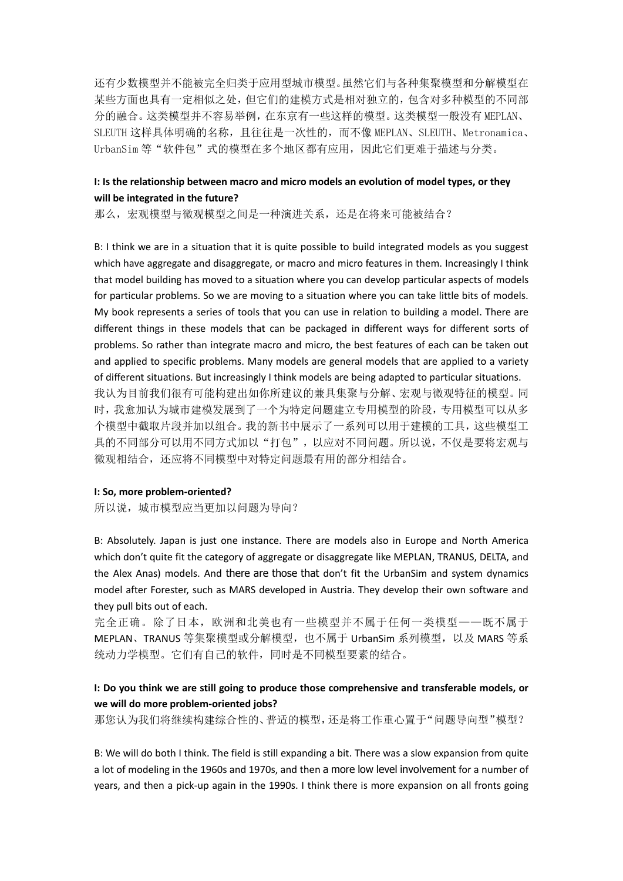还有少数模型并不能被完全归类于应用型城市模型。虽然它们与各种集聚模型和分解模型在某些方面也具有一定相似之处，但它们的建模方式是相对独立的，包含对多种模型的不同部分的融合。这类模型并不容易举例，在东京有一些这样的模型。这类模型一般没有 MEPLAN、SLEUTH 这样具体明确的名称，且往往是一次性的，而不像 MEPLAN、SLEUTH、Metronamica、UrbanSim 等“软件包”式的模型在多个地区都有应用，因此它们更难于描述与分类。

**I: Is the relationship between macro and micro models an evolution of model types, or they will be integrated in the future?**

那么，宏观模型与微观模型之间是一种演进关系，还是在将来可能被结合？

B: I think we are in a situation that it is quite possible to build integrated models as you suggest which have aggregate and disaggregate, or macro and micro features in them. Increasingly I think that model building has moved to a situation where you can develop particular aspects of models for particular problems. So we are moving to a situation where you can take little bits of models. My book represents a series of tools that you can use in relation to building a model. There are different things in these models that can be packaged in different ways for different sorts of problems. So rather than integrate macro and micro, the best features of each can be taken out and applied to specific problems. Many models are general models that are applied to a variety of different situations. But increasingly I think models are being adapted to particular situations.

我认为目前我们很有可能构建出如你所建议的兼具集聚与分解、宏观与微观特征的模型。同时，我愈加认为城市建模发展到了一个为特定问题建立专用模型的阶段，专用模型可以从多个模型中截取片段并加以组合。我的新书中展示了一系列可以用于建模的工具，这些模型工具的不同部分可以用不同方式加以“打包”，以应对不同问题。所以说，不仅是要将宏观与微观相结合，还应将不同模型中对特定问题最有用的部分相结合。

**I: So, more problem-oriented?**

所以说，城市模型应当更加以问题为导向？

B: Absolutely. Japan is just one instance. There are models also in Europe and North America which don't quite fit the category of aggregate or disaggregate like MEPLAN, TRANUS, DELTA, and the Alex Anas) models. And there are those that don't fit the UrbanSim and system dynamics model after Forester, such as MARS developed in Austria. They develop their own software and they pull bits out of each.

完全正确。除了日本，欧洲和北美也有一些模型并不属于任何一类模型——既不属于 MEPLAN、TRANUS 等集聚模型或分解模型，也不属于 UrbanSim 系列模型，以及 MARS 等系统动力学模型。它们有自己的软件，同时是不同模型要素的结合。

**I: Do you think we are still going to produce those comprehensive and transferable models, or we will do more problem-oriented jobs?**

那您认为我们将继续构建综合性的、普适的模型，还是将工作重心置于“问题导向型”模型？

B: We will do both I think. The field is still expanding a bit. There was a slow expansion from quite a lot of modeling in the 1960s and 1970s, and then a more low level involvement for a number of years, and then a pick-up again in the 1990s. I think there is more expansion on all fronts going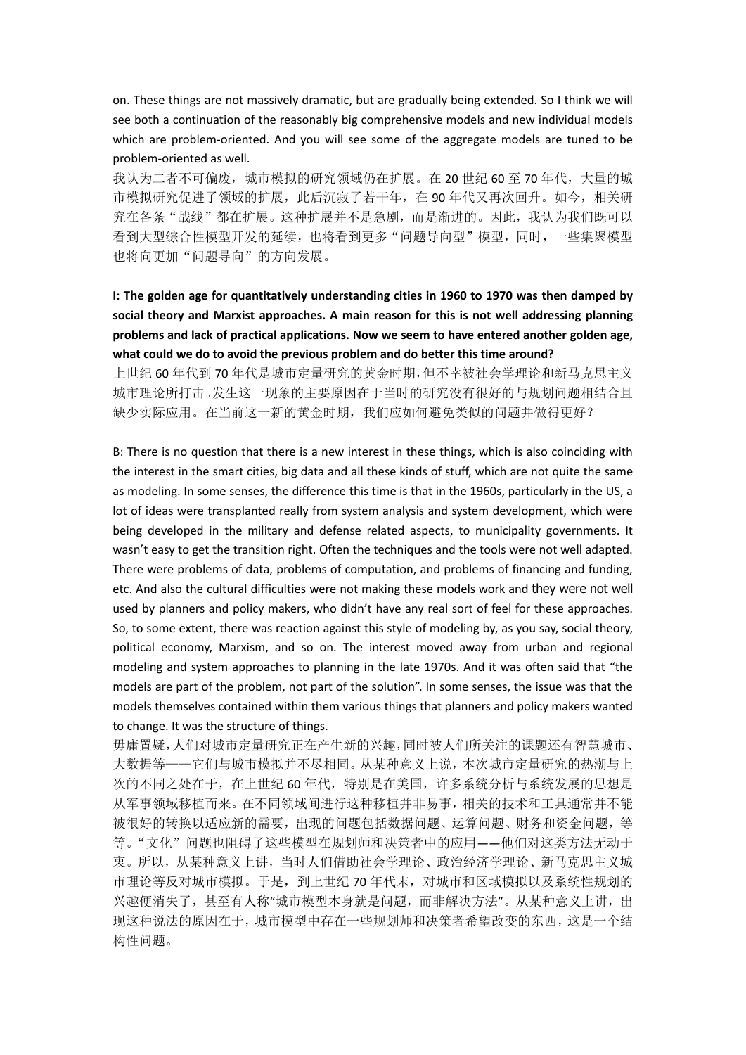on. These things are not massively dramatic, but are gradually being extended. So I think we will see both a continuation of the reasonably big comprehensive models and new individual models which are problem-oriented. And you will see some of the aggregate models are tuned to be problem-oriented as well.

我认为二者不可偏废，城市模拟的研究领域仍在扩展。在 20 世纪 60 至 70 年代，大量的城市模拟研究促进了领域的扩展，此后沉寂了若干年，在 90 年代又再次回升。如今，相关研究在各条“战线”都在扩展。这种扩展并不是急剧，而是渐进的。因此，我认为我们既可以看到大型综合性模型开发的延续，也将看到更多“问题导向型”模型，同时，一些集聚模型也将向更加“问题导向”的方向发展。

**I: The golden age for quantitatively understanding cities in 1960 to 1970 was then damped by social theory and Marxist approaches. A main reason for this is not well addressing planning problems and lack of practical applications. Now we seem to have entered another golden age, what could we do to avoid the previous problem and do better this time around?**

上世纪 60 年代到 70 年代是城市定量研究的黄金时期，但不幸被社会学理论和新马克思主义城市理论所打击。发生这一现象的主要原因在于当时的研究没有很好的与规划问题相结合且缺少实际应用。在当前这一新的黄金时期，我们应如何避免类似的问题并做得更好？

B: There is no question that there is a new interest in these things, which is also coinciding with the interest in the smart cities, big data and all these kinds of stuff, which are not quite the same as modeling. In some senses, the difference this time is that in the 1960s, particularly in the US, a lot of ideas were transplanted really from system analysis and system development, which were being developed in the military and defense related aspects, to municipality governments. It wasn't easy to get the transition right. Often the techniques and the tools were not well adapted. There were problems of data, problems of computation, and problems of financing and funding, etc. And also the cultural difficulties were not making these models work and they were not well used by planners and policy makers, who didn't have any real sort of feel for these approaches. So, to some extent, there was reaction against this style of modeling by, as you say, social theory, political economy, Marxism, and so on. The interest moved away from urban and regional modeling and system approaches to planning in the late 1970s. And it was often said that “the models are part of the problem, not part of the solution”. In some senses, the issue was that the models themselves contained within them various things that planners and policy makers wanted to change. It was the structure of things.

毋庸置疑，人们对城市定量研究正在产生新的兴趣，同时被人们所关注的课题还有智慧城市、大数据等——它们与城市模拟并不尽相同。从某种意义上说，本次城市定量研究的热潮与上次的不同之处在于，在上世纪 60 年代，特别是在美国，许多系统分析与系统发展的思想是从军事领域移植而来。在不同领域间进行这种移植并非易事，相关的技术和工具通常并不能被很好的转换以适应新的需要，出现的问题包括数据问题、运算问题、财务和资金问题，等等。“文化”问题也阻碍了这些模型在规划师和决策者中的应用——他们对这类方法无动于衷。所以，从某种意义上讲，当时人们借助社会学理论、政治经济学理论、新马克思主义城市理论等反对城市模拟。于是，到上世纪 70 年代末，对城市和区域模拟以及系统性规划的兴趣便消失了，甚至有人称“城市模型本身就是问题，而非解决方法”。从某种意义上讲，出现这种说法的原因在于，城市模型中存在一些规划师和决策者希望改变的东西，这是一个结构性问题。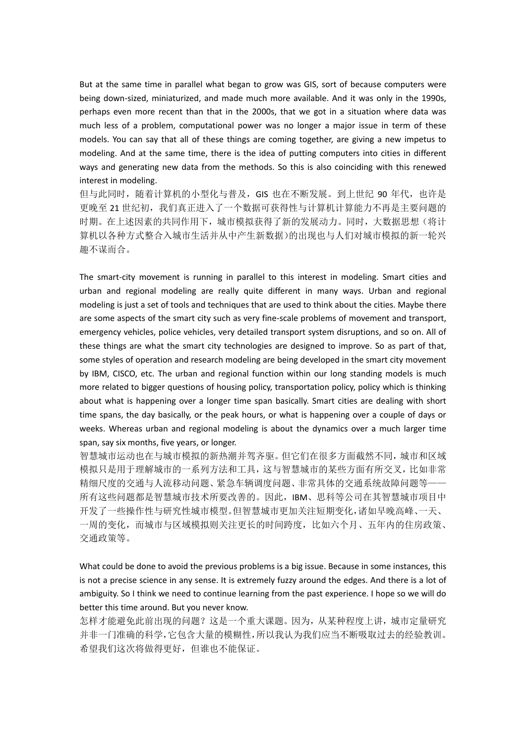But at the same time in parallel what began to grow was GIS, sort of because computers were being down-sized, miniaturized, and made much more available. And it was only in the 1990s, perhaps even more recent than that in the 2000s, that we got in a situation where data was much less of a problem, computational power was no longer a major issue in term of these models. You can say that all of these things are coming together, are giving a new impetus to modeling. And at the same time, there is the idea of putting computers into cities in different ways and generating new data from the methods. So this is also coinciding with this renewed interest in modeling.

但与此同时，随着计算机的小型化与普及，GIS 也在不断发展。到上世纪 90 年代，也许是更晚至 21 世纪初，我们真正进入了一个数据可获得性与计算机计算能力不再是主要问题的时期。在上述因素的共同作用下，城市模拟获得了新的发展动力。同时，大数据思想（将计算机以各种方式整合入城市生活并从中产生新数据)的出现也与人们对城市模拟的新一轮兴趣不谋而合。

The smart-city movement is running in parallel to this interest in modeling. Smart cities and urban and regional modeling are really quite different in many ways. Urban and regional modeling is just a set of tools and techniques that are used to think about the cities. Maybe there are some aspects of the smart city such as very fine-scale problems of movement and transport, emergency vehicles, police vehicles, very detailed transport system disruptions, and so on. All of these things are what the smart city technologies are designed to improve. So as part of that, some styles of operation and research modeling are being developed in the smart city movement by IBM, CISCO, etc. The urban and regional function within our long standing models is much more related to bigger questions of housing policy, transportation policy, policy which is thinking about what is happening over a longer time span basically. Smart cities are dealing with short time spans, the day basically, or the peak hours, or what is happening over a couple of days or weeks. Whereas urban and regional modeling is about the dynamics over a much larger time span, say six months, five years, or longer.

智慧城市运动也在与城市模拟的新热潮并驾齐驱。但它们在很多方面截然不同，城市和区域模拟只是用于理解城市的一系列方法和工具，这与智慧城市的某些方面有所交叉，比如非常精细尺度的交通与人流移动问题、紧急车辆调度问题、非常具体的交通系统故障问题等——所有这些问题都是智慧城市技术所要改善的。因此，IBM、思科等公司在其智慧城市项目中开发了一些操作性与研究性城市模型。但智慧城市更加关注短期变化，诸如早晚高峰、一天、一周的变化，而城市与区域模拟则关注更长的时间跨度，比如六个月、五年内的住房政策、交通政策等。

What could be done to avoid the previous problems is a big issue. Because in some instances, this is not a precise science in any sense. It is extremely fuzzy around the edges. And there is a lot of ambiguity. So I think we need to continue learning from the past experience. I hope so we will do better this time around. But you never know.

怎样才能避免此前出现的问题？这是一个重大课题。因为，从某种程度上讲，城市定量研究并非一门准确的科学，它包含大量的模糊性，所以我认为我们应当不断吸取过去的经验教训。希望我们这次将做得更好，但谁也不能保证。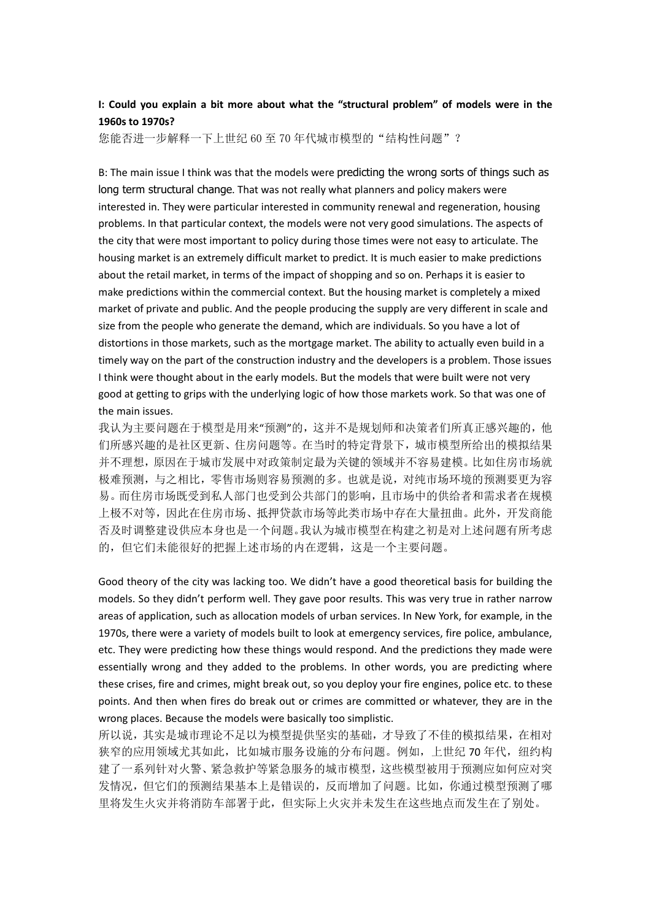**I: Could you explain a bit more about what the "structural problem" of models were in the 1960s to 1970s?**

您能否进一步解释一下上世纪 60 至 70 年代城市模型的"结构性问题"？

B: The main issue I think was that the models were predicting the wrong sorts of things such as long term structural change. That was not really what planners and policy makers were interested in. They were particular interested in community renewal and regeneration, housing problems. In that particular context, the models were not very good simulations. The aspects of the city that were most important to policy during those times were not easy to articulate. The housing market is an extremely difficult market to predict. It is much easier to make predictions about the retail market, in terms of the impact of shopping and so on. Perhaps it is easier to make predictions within the commercial context. But the housing market is completely a mixed market of private and public. And the people producing the supply are very different in scale and size from the people who generate the demand, which are individuals. So you have a lot of distortions in those markets, such as the mortgage market. The ability to actually even build in a timely way on the part of the construction industry and the developers is a problem. Those issues I think were thought about in the early models. But the models that were built were not very good at getting to grips with the underlying logic of how those markets work. So that was one of the main issues.

我认为主要问题在于模型是用来"预测"的，这并不是规划师和决策者们所真正感兴趣的，他们所感兴趣的是社区更新、住房问题等。在当时的特定背景下，城市模型所给出的模拟结果并不理想，原因在于城市发展中对政策制定最为关键的领域并不容易建模。比如住房市场就极难预测，与之相比，零售市场则容易预测的多。也就是说，对纯市场环境的预测要更为容易。而住房市场既受到私人部门也受到公共部门的影响，且市场中的供给者和需求者在规模上极不对等，因此在住房市场、抵押贷款市场等此类市场中存在大量扭曲。此外，开发商能否及时调整建设供应本身也是一个问题。我认为城市模型在构建之初是对上述问题有所考虑的，但它们未能很好的把握上述市场的内在逻辑，这是一个主要问题。

Good theory of the city was lacking too. We didn't have a good theoretical basis for building the models. So they didn't perform well. They gave poor results. This was very true in rather narrow areas of application, such as allocation models of urban services. In New York, for example, in the 1970s, there were a variety of models built to look at emergency services, fire police, ambulance, etc. They were predicting how these things would respond. And the predictions they made were essentially wrong and they added to the problems. In other words, you are predicting where these crises, fire and crimes, might break out, so you deploy your fire engines, police etc. to these points. And then when fires do break out or crimes are committed or whatever, they are in the wrong places. Because the models were basically too simplistic.

所以说，其实是城市理论不足以为模型提供坚实的基础，才导致了不佳的模拟结果，在相对狭窄的应用领域尤其如此，比如城市服务设施的分布问题。例如，上世纪 70 年代，纽约构建了一系列针对火警、紧急救护等紧急服务的城市模型，这些模型被用于预测应如何应对突发情况，但它们的预测结果基本上是错误的，反而增加了问题。比如，你通过模型预测了哪里将发生火灾并将消防车部署于此，但实际上火灾并未发生在这些地点而发生在了别处。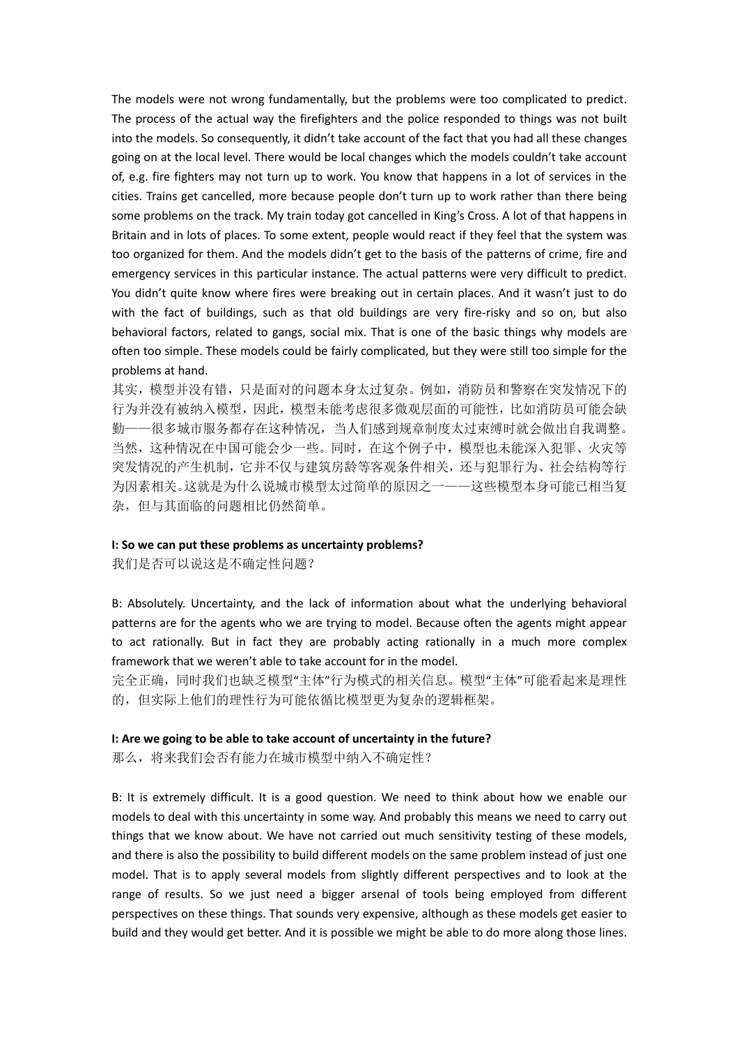The models were not wrong fundamentally, but the problems were too complicated to predict. The process of the actual way the firefighters and the police responded to things was not built into the models. So consequently, it didn't take account of the fact that you had all these changes going on at the local level. There would be local changes which the models couldn't take account of, e.g. fire fighters may not turn up to work. You know that happens in a lot of services in the cities. Trains get cancelled, more because people don't turn up to work rather than there being some problems on the track. My train today got cancelled in King's Cross. A lot of that happens in Britain and in lots of places. To some extent, people would react if they feel that the system was too organized for them. And the models didn't get to the basis of the patterns of crime, fire and emergency services in this particular instance. The actual patterns were very difficult to predict. You didn't quite know where fires were breaking out in certain places. And it wasn't just to do with the fact of buildings, such as that old buildings are very fire-risky and so on, but also behavioral factors, related to gangs, social mix. That is one of the basic things why models are often too simple. These models could be fairly complicated, but they were still too simple for the problems at hand.

其实，模型并没有错，只是面对的问题本身太过复杂。例如，消防员和警察在突发情况下的行为并没有被纳入模型，因此，模型未能考虑很多微观层面的可能性，比如消防员可能会缺勤——很多城市服务都存在这种情况，当人们感到规章制度太过束缚时就会做出自我调整。当然，这种情况在中国可能会少一些。同时，在这个例子中，模型也未能深入犯罪、火灾等突发情况的产生机制，它并不仅与建筑房龄等客观条件相关，还与犯罪行为、社会结构等行为因素相关。这就是为什么说城市模型太过简单的原因之一——这些模型本身可能已相当复杂，但与其面临的问题相比仍然简单。

**I: So we can put these problems as uncertainty problems?**

我们是否可以说这是不确定性问题？

B: Absolutely. Uncertainty, and the lack of information about what the underlying behavioral patterns are for the agents who we are trying to model. Because often the agents might appear to act rationally. But in fact they are probably acting rationally in a much more complex framework that we weren't able to take account for in the model.

完全正确，同时我们也缺乏模型"主体"行为模式的相关信息。模型"主体"可能看起来是理性的，但实际上他们的理性行为可能依循比模型更为复杂的逻辑框架。

**I: Are we going to be able to take account of uncertainty in the future?**

那么，将来我们会否有能力在城市模型中纳入不确定性？

B: It is extremely difficult. It is a good question. We need to think about how we enable our models to deal with this uncertainty in some way. And probably this means we need to carry out things that we know about. We have not carried out much sensitivity testing of these models, and there is also the possibility to build different models on the same problem instead of just one model. That is to apply several models from slightly different perspectives and to look at the range of results. So we just need a bigger arsenal of tools being employed from different perspectives on these things. That sounds very expensive, although as these models get easier to build and they would get better. And it is possible we might be able to do more along those lines.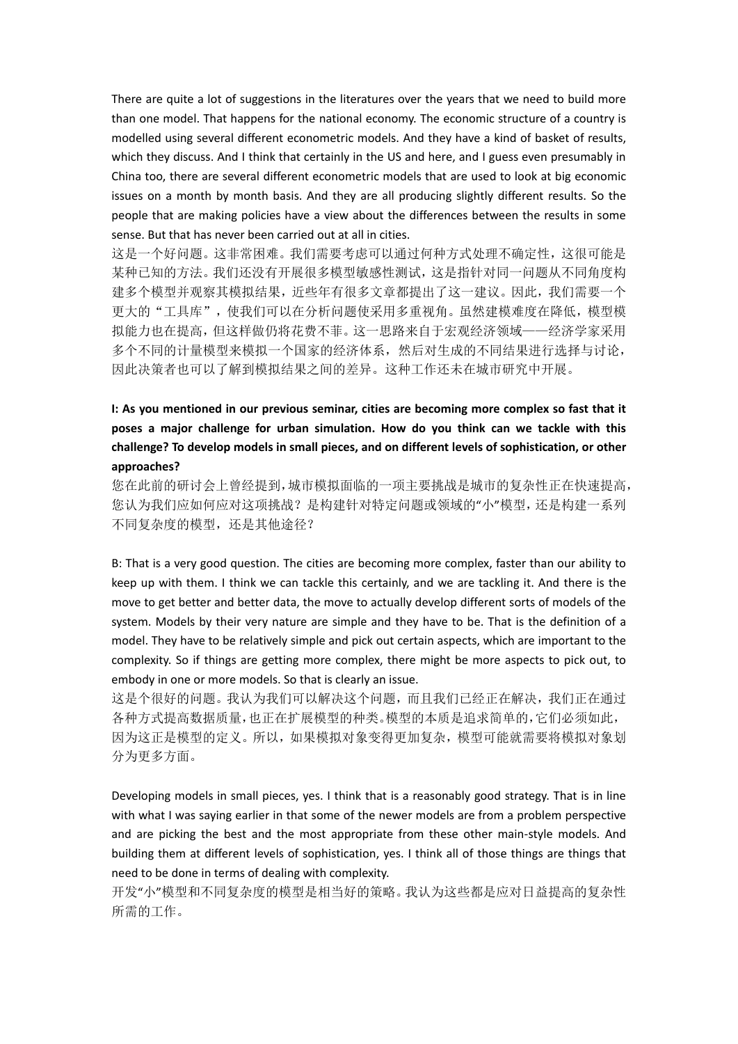There are quite a lot of suggestions in the literatures over the years that we need to build more than one model. That happens for the national economy. The economic structure of a country is modelled using several different econometric models. And they have a kind of basket of results, which they discuss. And I think that certainly in the US and here, and I guess even presumably in China too, there are several different econometric models that are used to look at big economic issues on a month by month basis. And they are all producing slightly different results. So the people that are making policies have a view about the differences between the results in some sense. But that has never been carried out at all in cities.

这是一个好问题。这非常困难。我们需要考虑可以通过何种方式处理不确定性，这很可能是某种已知的方法。我们还没有开展很多模型敏感性测试，这是指针对同一问题从不同角度构建多个模型并观察其模拟结果，近些年有很多文章都提出了这一建议。因此，我们需要一个更大的“工具库”，使我们可以在分析问题使采用多重视角。虽然建模难度在降低，模型模拟能力也在提高，但这样做仍将花费不菲。这一思路来自于宏观经济领域——经济学家采用多个不同的计量模型来模拟一个国家的经济体系，然后对生成的不同结果进行选择与讨论，因此决策者也可以了解到模拟结果之间的差异。这种工作还未在城市研究中开展。

**I: As you mentioned in our previous seminar, cities are becoming more complex so fast that it poses a major challenge for urban simulation. How do you think can we tackle with this challenge? To develop models in small pieces, and on different levels of sophistication, or other approaches?**

您在此前的研讨会上曾经提到，城市模拟面临的一项主要挑战是城市的复杂性正在快速提高，您认为我们应如何应对这项挑战？是构建针对特定问题或领域的“小”模型，还是构建一系列不同复杂度的模型，还是其他途径？

B: That is a very good question. The cities are becoming more complex, faster than our ability to keep up with them. I think we can tackle this certainly, and we are tackling it. And there is the move to get better and better data, the move to actually develop different sorts of models of the system. Models by their very nature are simple and they have to be. That is the definition of a model. They have to be relatively simple and pick out certain aspects, which are important to the complexity. So if things are getting more complex, there might be more aspects to pick out, to embody in one or more models. So that is clearly an issue.

这是个很好的问题。我认为我们可以解决这个问题，而且我们已经正在解决，我们正在通过各种方式提高数据质量，也正在扩展模型的种类。模型的本质是追求简单的，它们必须如此，因为这正是模型的定义。所以，如果模拟对象变得更加复杂，模型可能就需要将模拟对象划分为更多方面。

Developing models in small pieces, yes. I think that is a reasonably good strategy. That is in line with what I was saying earlier in that some of the newer models are from a problem perspective and are picking the best and the most appropriate from these other main-style models. And building them at different levels of sophistication, yes. I think all of those things are things that need to be done in terms of dealing with complexity.

开发“小”模型和不同复杂度的模型是相当好的策略。我认为这些都是应对日益提高的复杂性所需的工作。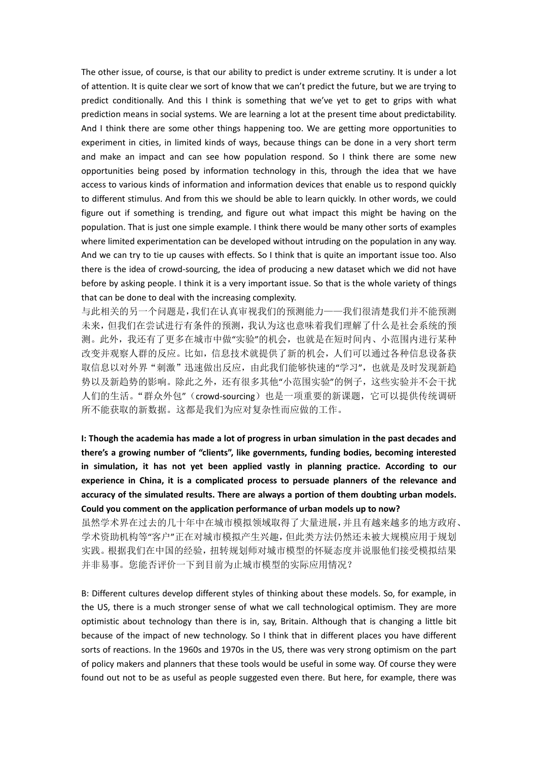The other issue, of course, is that our ability to predict is under extreme scrutiny. It is under a lot of attention. It is quite clear we sort of know that we can't predict the future, but we are trying to predict conditionally. And this I think is something that we've yet to get to grips with what prediction means in social systems. We are learning a lot at the present time about predictability. And I think there are some other things happening too. We are getting more opportunities to experiment in cities, in limited kinds of ways, because things can be done in a very short term and make an impact and can see how population respond. So I think there are some new opportunities being posed by information technology in this, through the idea that we have access to various kinds of information and information devices that enable us to respond quickly to different stimulus. And from this we should be able to learn quickly. In other words, we could figure out if something is trending, and figure out what impact this might be having on the population. That is just one simple example. I think there would be many other sorts of examples where limited experimentation can be developed without intruding on the population in any way. And we can try to tie up causes with effects. So I think that is quite an important issue too. Also there is the idea of crowd-sourcing, the idea of producing a new dataset which we did not have before by asking people. I think it is a very important issue. So that is the whole variety of things that can be done to deal with the increasing complexity.

与此相关的另一个问题是，我们在认真审视我们的预测能力——我们很清楚我们并不能预测未来，但我们在尝试进行有条件的预测，我认为这也意味着我们理解了什么是社会系统的预测。此外，我还有了更多在城市中做“实验”的机会，也就是在短时间内、小范围内进行某种改变并观察人群的反应。比如，信息技术就提供了新的机会，人们可以通过各种信息设备获取信息以对外界“刺激”迅速做出反应，由此我们能够快速的“学习”，也就是及时发现新趋势以及新趋势的影响。除此之外，还有很多其他“小范围实验”的例子，这些实验并不会干扰人们的生活。“群众外包”（crowd-sourcing）也是一项重要的新课题，它可以提供传统调研所不能获取的新数据。这都是我们为应对复杂性而应做的工作。

**I: Though the academia has made a lot of progress in urban simulation in the past decades and there's a growing number of "clients", like governments, funding bodies, becoming interested in simulation, it has not yet been applied vastly in planning practice. According to our experience in China, it is a complicated process to persuade planners of the relevance and accuracy of the simulated results. There are always a portion of them doubting urban models. Could you comment on the application performance of urban models up to now?**

虽然学术界在过去的几十年中在城市模拟领域取得了大量进展，并且有越来越多的地方政府、学术资助机构等“客户”正在对城市模拟产生兴趣，但此类方法仍然还未被大规模应用于规划实践。根据我们在中国的经验，扭转规划师对城市模型的怀疑态度并说服他们接受模拟结果并非易事。您能否评价一下到目前为止城市模型的实际应用情况？

B: Different cultures develop different styles of thinking about these models. So, for example, in the US, there is a much stronger sense of what we call technological optimism. They are more optimistic about technology than there is in, say, Britain. Although that is changing a little bit because of the impact of new technology. So I think that in different places you have different sorts of reactions. In the 1960s and 1970s in the US, there was very strong optimism on the part of policy makers and planners that these tools would be useful in some way. Of course they were found out not to be as useful as people suggested even there. But here, for example, there was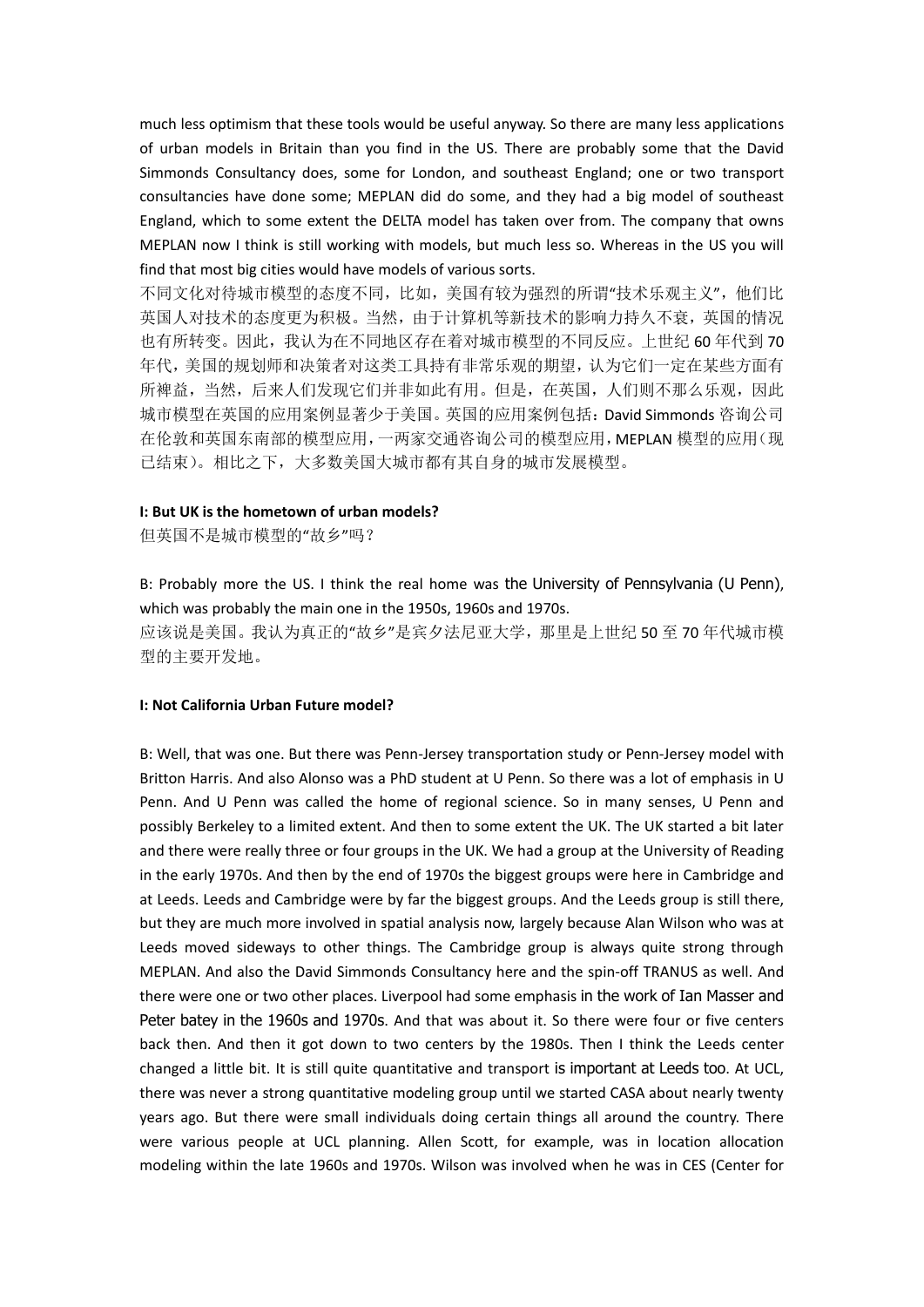much less optimism that these tools would be useful anyway. So there are many less applications of urban models in Britain than you find in the US. There are probably some that the David Simmonds Consultancy does, some for London, and southeast England; one or two transport consultancies have done some; MEPLAN did do some, and they had a big model of southeast England, which to some extent the DELTA model has taken over from. The company that owns MEPLAN now I think is still working with models, but much less so. Whereas in the US you will find that most big cities would have models of various sorts.

不同文化对待城市模型的态度不同，比如，美国有较为强烈的所谓"技术乐观主义"，他们比英国人对技术的态度更为积极。当然，由于计算机等新技术的影响力持久不衰，英国的情况也有所转变。因此，我认为在不同地区存在着对城市模型的不同反应。上世纪 60 年代到 70 年代，美国的规划师和决策者对这类工具持有非常乐观的期望，认为它们一定在某些方面有所裨益，当然，后来人们发现它们并非如此有用。但是，在英国，人们则不那么乐观，因此城市模型在英国的应用案例显著少于美国。英国的应用案例包括：David Simmonds 咨询公司在伦敦和英国东南部的模型应用，一两家交通咨询公司的模型应用，MEPLAN 模型的应用（现已结束）。相比之下，大多数美国大城市都有其自身的城市发展模型。

**I: But UK is the hometown of urban models?**

但英国不是城市模型的"故乡"吗？

B: Probably more the US. I think the real home was the University of Pennsylvania (U Penn), which was probably the main one in the 1950s, 1960s and 1970s.

应该说是美国。我认为真正的"故乡"是宾夕法尼亚大学，那里是上世纪 50 至 70 年代城市模型的主要开发地。

**I: Not California Urban Future model?**

B: Well, that was one. But there was Penn-Jersey transportation study or Penn-Jersey model with Britton Harris. And also Alonso was a PhD student at U Penn. So there was a lot of emphasis in U Penn. And U Penn was called the home of regional science. So in many senses, U Penn and possibly Berkeley to a limited extent. And then to some extent the UK. The UK started a bit later and there were really three or four groups in the UK. We had a group at the University of Reading in the early 1970s. And then by the end of 1970s the biggest groups were here in Cambridge and at Leeds. Leeds and Cambridge were by far the biggest groups. And the Leeds group is still there, but they are much more involved in spatial analysis now, largely because Alan Wilson who was at Leeds moved sideways to other things. The Cambridge group is always quite strong through MEPLAN. And also the David Simmonds Consultancy here and the spin-off TRANUS as well. And there were one or two other places. Liverpool had some emphasis in the work of Ian Masser and Peter batey in the 1960s and 1970s. And that was about it. So there were four or five centers back then. And then it got down to two centers by the 1980s. Then I think the Leeds center changed a little bit. It is still quite quantitative and transport is important at Leeds too. At UCL, there was never a strong quantitative modeling group until we started CASA about nearly twenty years ago. But there were small individuals doing certain things all around the country. There were various people at UCL planning. Allen Scott, for example, was in location allocation modeling within the late 1960s and 1970s. Wilson was involved when he was in CES (Center for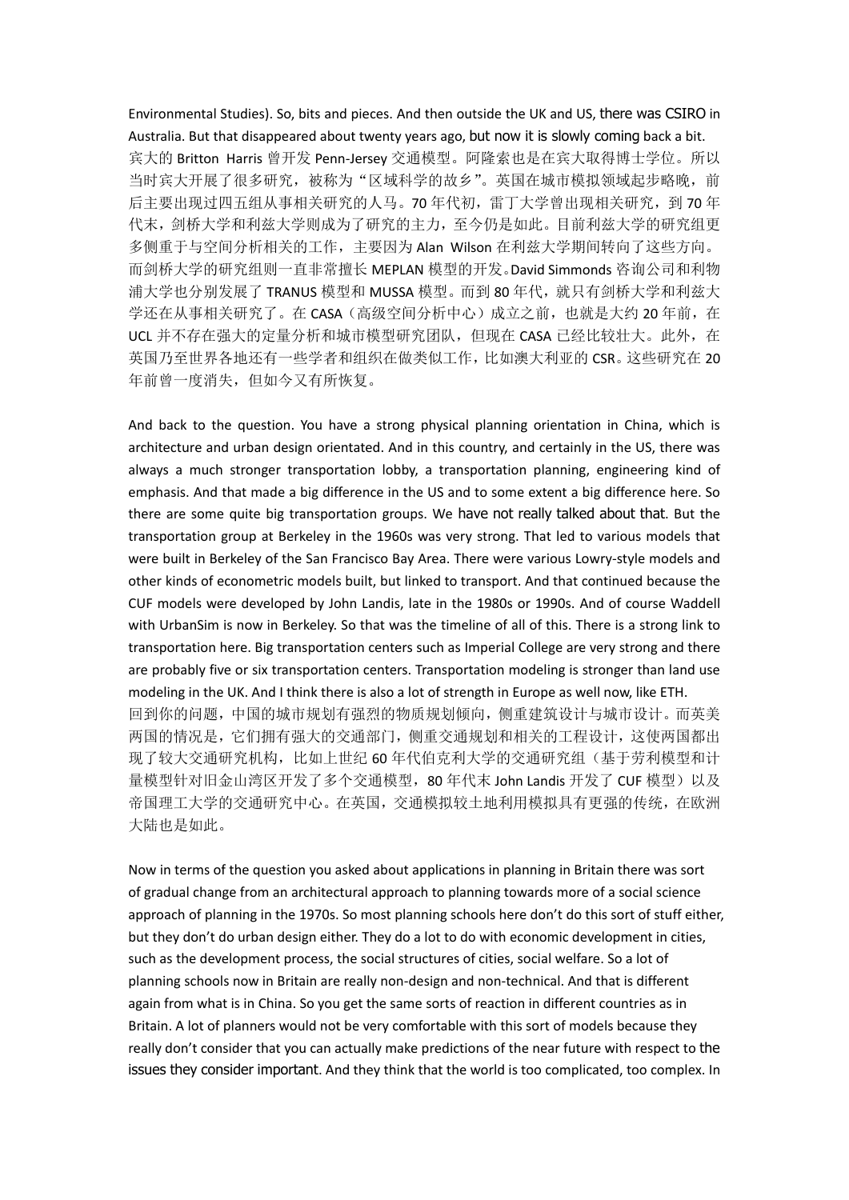Environmental Studies). So, bits and pieces. And then outside the UK and US, there was CSIRO in Australia. But that disappeared about twenty years ago, but now it is slowly coming back a bit.
宾大的 Britton Harris 曾开发 Penn-Jersey 交通模型。阿隆索也是在宾大取得博士学位。所以当时宾大开展了很多研究，被称为“区域科学的故乡”。英国在城市模拟领域起步略晚，前后主要出现过四五组从事相关研究的人马。70 年代初，雷丁大学曾出现相关研究，到 70 年代末，剑桥大学和利兹大学则成为了研究的主力，至今仍是如此。目前利兹大学的研究组更多侧重于与空间分析相关的工作，主要因为 Alan Wilson 在利兹大学期间转向了这些方向。而剑桥大学的研究组则一直非常擅长 MEPLAN 模型的开发。David Simmonds 咨询公司和利物浦大学也分别发展了 TRANUS 模型和 MUSSA 模型。而到 80 年代，就只有剑桥大学和利兹大学还在从事相关研究了。在 CASA（高级空间分析中心）成立之前，也就是大约 20 年前，在 UCL 并不存在强大的定量分析和城市模型研究团队，但现在 CASA 已经比较壮大。此外，在英国乃至世界各地还有一些学者和组织在做类似工作，比如澳大利亚的 CSR。这些研究在 20 年前曾一度消失，但如今又有所恢复。

And back to the question. You have a strong physical planning orientation in China, which is architecture and urban design orientated. And in this country, and certainly in the US, there was always a much stronger transportation lobby, a transportation planning, engineering kind of emphasis. And that made a big difference in the US and to some extent a big difference here. So there are some quite big transportation groups. We have not really talked about that. But the transportation group at Berkeley in the 1960s was very strong. That led to various models that were built in Berkeley of the San Francisco Bay Area. There were various Lowry-style models and other kinds of econometric models built, but linked to transport. And that continued because the CUF models were developed by John Landis, late in the 1980s or 1990s. And of course Waddell with UrbanSim is now in Berkeley. So that was the timeline of all of this. There is a strong link to transportation here. Big transportation centers such as Imperial College are very strong and there are probably five or six transportation centers. Transportation modeling is stronger than land use modeling in the UK. And I think there is also a lot of strength in Europe as well now, like ETH.
回到你的问题，中国的城市规划有强烈的物质规划倾向，侧重建筑设计与城市设计。而英美两国的情况是，它们拥有强大的交通部门，侧重交通规划和相关的工程设计，这使两国都出现了较大交通研究机构，比如上世纪 60 年代伯克利大学的交通研究组（基于劳利模型和计量模型针对旧金山湾区开发了多个交通模型，80 年代末 John Landis 开发了 CUF 模型）以及帝国理工大学的交通研究中心。在英国，交通模拟较土地利用模拟具有更强的传统，在欧洲大陆也是如此。

Now in terms of the question you asked about applications in planning in Britain there was sort of gradual change from an architectural approach to planning towards more of a social science approach of planning in the 1970s. So most planning schools here don't do this sort of stuff either, but they don't do urban design either. They do a lot to do with economic development in cities, such as the development process, the social structures of cities, social welfare. So a lot of planning schools now in Britain are really non-design and non-technical. And that is different again from what is in China. So you get the same sorts of reaction in different countries as in Britain. A lot of planners would not be very comfortable with this sort of models because they really don't consider that you can actually make predictions of the near future with respect to the issues they consider important. And they think that the world is too complicated, too complex. In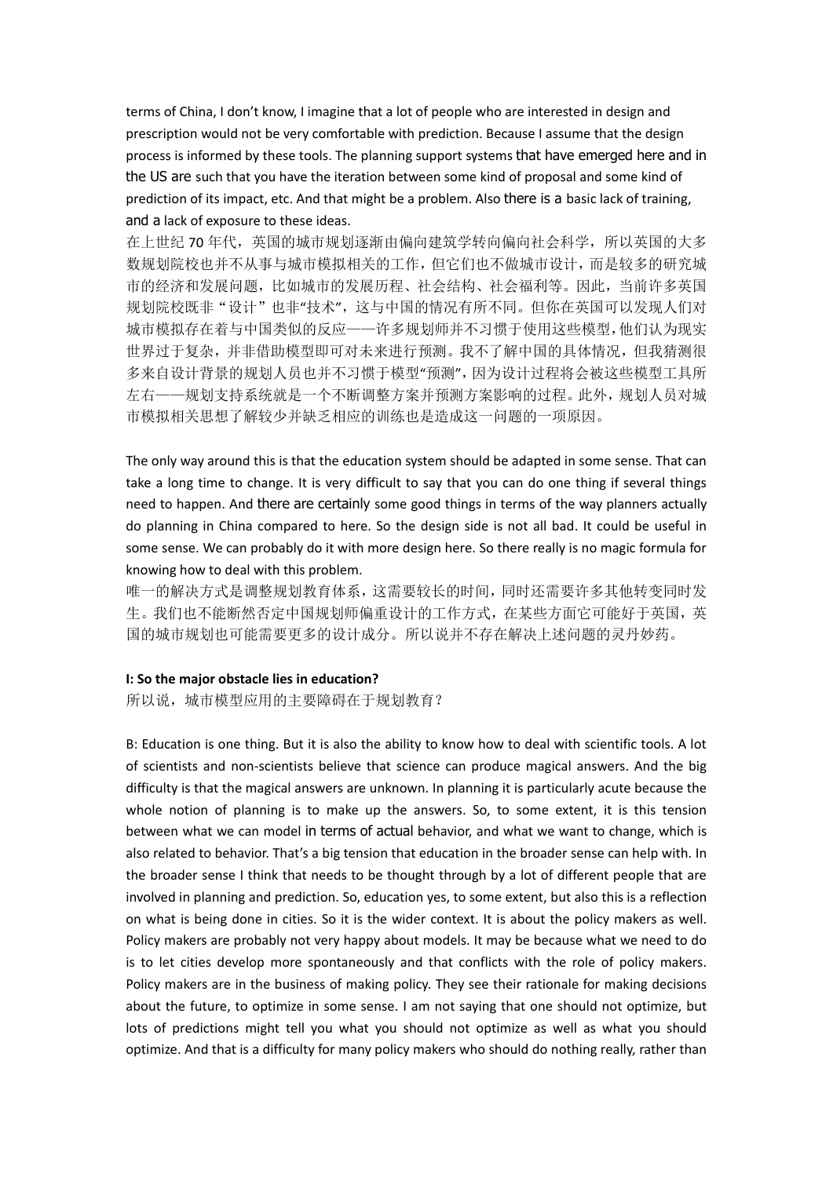terms of China, I don't know, I imagine that a lot of people who are interested in design and prescription would not be very comfortable with prediction. Because I assume that the design process is informed by these tools. The planning support systems that have emerged here and in the US are such that you have the iteration between some kind of proposal and some kind of prediction of its impact, etc. And that might be a problem. Also there is a basic lack of training, and a lack of exposure to these ideas.

在上世纪 70 年代，英国的城市规划逐渐由偏向建筑学转向偏向社会科学，所以英国的大多数规划院校也并不从事与城市模拟相关的工作，但它们也不做城市设计，而是较多的研究城市的经济和发展问题，比如城市的发展历程、社会结构、社会福利等。因此，当前许多英国规划院校既非"设计"也非"技术"，这与中国的情况有所不同。但你在英国可以发现人们对城市模拟存在着与中国类似的反应——许多规划师并不习惯于使用这些模型，他们认为现实世界过于复杂，并非借助模型即可对未来进行预测。我不了解中国的具体情况，但我猜测很多来自设计背景的规划人员也并不习惯于模型"预测"，因为设计过程将会被这些模型工具所左右——规划支持系统就是一个不断调整方案并预测方案影响的过程。此外，规划人员对城市模拟相关思想了解较少并缺乏相应的训练也是造成这一问题的一项原因。

The only way around this is that the education system should be adapted in some sense. That can take a long time to change. It is very difficult to say that you can do one thing if several things need to happen. And there are certainly some good things in terms of the way planners actually do planning in China compared to here. So the design side is not all bad. It could be useful in some sense. We can probably do it with more design here. So there really is no magic formula for knowing how to deal with this problem.

唯一的解决方式是调整规划教育体系，这需要较长的时间，同时还需要许多其他转变同时发生。我们也不能断然否定中国规划师偏重设计的工作方式，在某些方面它可能好于英国，英国的城市规划也可能需要更多的设计成分。所以说并不存在解决上述问题的灵丹妙药。

**I: So the major obstacle lies in education?**

所以说，城市模型应用的主要障碍在于规划教育？

B: Education is one thing. But it is also the ability to know how to deal with scientific tools. A lot of scientists and non-scientists believe that science can produce magical answers. And the big difficulty is that the magical answers are unknown. In planning it is particularly acute because the whole notion of planning is to make up the answers. So, to some extent, it is this tension between what we can model in terms of actual behavior, and what we want to change, which is also related to behavior. That's a big tension that education in the broader sense can help with. In the broader sense I think that needs to be thought through by a lot of different people that are involved in planning and prediction. So, education yes, to some extent, but also this is a reflection on what is being done in cities. So it is the wider context. It is about the policy makers as well. Policy makers are probably not very happy about models. It may be because what we need to do is to let cities develop more spontaneously and that conflicts with the role of policy makers. Policy makers are in the business of making policy. They see their rationale for making decisions about the future, to optimize in some sense. I am not saying that one should not optimize, but lots of predictions might tell you what you should not optimize as well as what you should optimize. And that is a difficulty for many policy makers who should do nothing really, rather than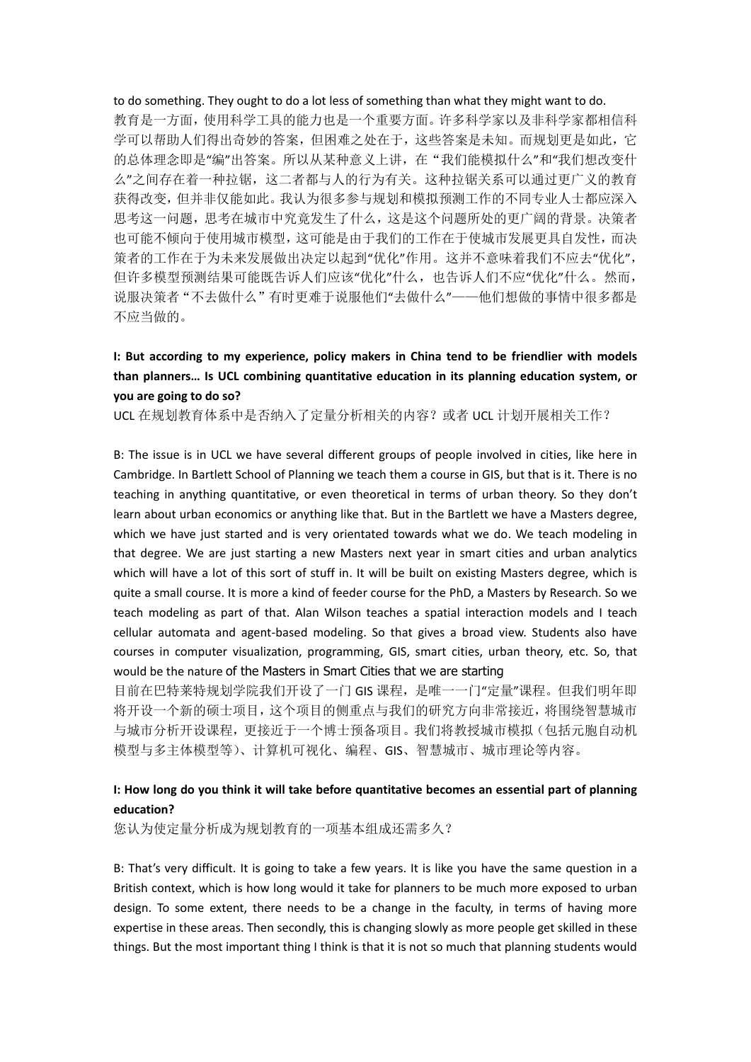to do something. They ought to do a lot less of something than what they might want to do.
教育是一方面，使用科学工具的能力也是一个重要方面。许多科学家以及非科学家都相信科学可以帮助人们得出奇妙的答案，但困难之处在于，这些答案是未知。而规划更是如此，它的总体理念即是"编"出答案。所以从某种意义上讲，在"我们能模拟什么"和"我们想改变什么"之间存在着一种拉锯，这二者都与人的行为有关。这种拉锯关系可以通过更广义的教育获得改变，但并非仅能如此。我认为很多参与规划和模拟预测工作的不同专业人士都应深入思考这一问题，思考在城市中究竟发生了什么，这是这个问题所处的更广阔的背景。决策者也可能不倾向于使用城市模型，这可能是由于我们的工作在于使城市发展更具自发性，而决策者的工作在于为未来发展做出决定以起到"优化"作用。这并不意味着我们不应去"优化"，但许多模型预测结果可能既告诉人们应该"优化"什么，也告诉人们不应"优化"什么。然而，说服决策者"不去做什么"有时更难于说服他们"去做什么"——他们想做的事情中很多都是不应当做的。

**I: But according to my experience, policy makers in China tend to be friendlier with models than planners… Is UCL combining quantitative education in its planning education system, or you are going to do so?**
UCL 在规划教育体系中是否纳入了定量分析相关的内容？或者 UCL 计划开展相关工作？

B: The issue is in UCL we have several different groups of people involved in cities, like here in Cambridge. In Bartlett School of Planning we teach them a course in GIS, but that is it. There is no teaching in anything quantitative, or even theoretical in terms of urban theory. So they don't learn about urban economics or anything like that. But in the Bartlett we have a Masters degree, which we have just started and is very orientated towards what we do. We teach modeling in that degree. We are just starting a new Masters next year in smart cities and urban analytics which will have a lot of this sort of stuff in. It will be built on existing Masters degree, which is quite a small course. It is more a kind of feeder course for the PhD, a Masters by Research. So we teach modeling as part of that. Alan Wilson teaches a spatial interaction models and I teach cellular automata and agent-based modeling. So that gives a broad view. Students also have courses in computer visualization, programming, GIS, smart cities, urban theory, etc. So, that would be the nature of the Masters in Smart Cities that we are starting
目前在巴特莱特规划学院我们开设了一门 GIS 课程，是唯一一门"定量"课程。但我们明年即将开设一个新的硕士项目，这个项目的侧重点与我们的研究方向非常接近，将围绕智慧城市与城市分析开设课程，更接近于一个博士预备项目。我们将教授城市模拟（包括元胞自动机模型与多主体模型等）、计算机可视化、编程、GIS、智慧城市、城市理论等内容。

**I: How long do you think it will take before quantitative becomes an essential part of planning education?**
您认为使定量分析成为规划教育的一项基本组成还需多久？

B: That's very difficult. It is going to take a few years. It is like you have the same question in a British context, which is how long would it take for planners to be much more exposed to urban design. To some extent, there needs to be a change in the faculty, in terms of having more expertise in these areas. Then secondly, this is changing slowly as more people get skilled in these things. But the most important thing I think is that it is not so much that planning students would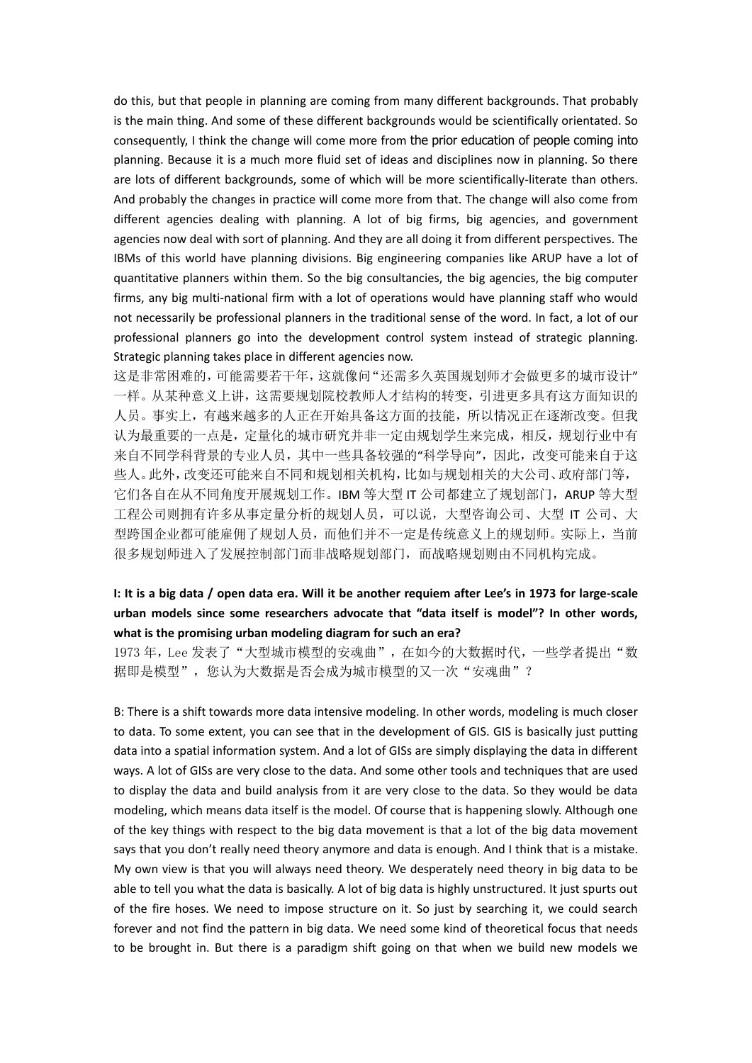do this, but that people in planning are coming from many different backgrounds. That probably is the main thing. And some of these different backgrounds would be scientifically orientated. So consequently, I think the change will come more from the prior education of people coming into planning. Because it is a much more fluid set of ideas and disciplines now in planning. So there are lots of different backgrounds, some of which will be more scientifically-literate than others. And probably the changes in practice will come more from that. The change will also come from different agencies dealing with planning. A lot of big firms, big agencies, and government agencies now deal with sort of planning. And they are all doing it from different perspectives. The IBMs of this world have planning divisions. Big engineering companies like ARUP have a lot of quantitative planners within them. So the big consultancies, the big agencies, the big computer firms, any big multi-national firm with a lot of operations would have planning staff who would not necessarily be professional planners in the traditional sense of the word. In fact, a lot of our professional planners go into the development control system instead of strategic planning. Strategic planning takes place in different agencies now.

这是非常困难的，可能需要若干年，这就像问"还需多久英国规划师才会做更多的城市设计"一样。从某种意义上讲，这需要规划院校教师人才结构的转变，引进更多具有这方面知识的人员。事实上，有越来越多的人正在开始具备这方面的技能，所以情况正在逐渐改变。但我认为最重要的一点是，定量化的城市研究并非一定由规划学生来完成，相反，规划行业中有来自不同学科背景的专业人员，其中一些具备较强的"科学导向"，因此，改变可能来自于这些人。此外，改变还可能来自不同和规划相关机构，比如与规划相关的大公司、政府部门等，它们各自在从不同角度开展规划工作。IBM 等大型 IT 公司都建立了规划部门，ARUP 等大型工程公司则拥有许多从事定量分析的规划人员，可以说，大型咨询公司、大型 IT 公司、大型跨国企业都可能雇佣了规划人员，而他们并不一定是传统意义上的规划师。实际上，当前很多规划师进入了发展控制部门而非战略规划部门，而战略规划则由不同机构完成。

**I: It is a big data / open data era. Will it be another requiem after Lee's in 1973 for large-scale urban models since some researchers advocate that "data itself is model"? In other words, what is the promising urban modeling diagram for such an era?**

1973 年，Lee 发表了"大型城市模型的安魂曲"，在如今的大数据时代，一些学者提出"数据即是模型"，您认为大数据是否会成为城市模型的又一次"安魂曲"？

B: There is a shift towards more data intensive modeling. In other words, modeling is much closer to data. To some extent, you can see that in the development of GIS. GIS is basically just putting data into a spatial information system. And a lot of GISs are simply displaying the data in different ways. A lot of GISs are very close to the data. And some other tools and techniques that are used to display the data and build analysis from it are very close to the data. So they would be data modeling, which means data itself is the model. Of course that is happening slowly. Although one of the key things with respect to the big data movement is that a lot of the big data movement says that you don't really need theory anymore and data is enough. And I think that is a mistake. My own view is that you will always need theory. We desperately need theory in big data to be able to tell you what the data is basically. A lot of big data is highly unstructured. It just spurts out of the fire hoses. We need to impose structure on it. So just by searching it, we could search forever and not find the pattern in big data. We need some kind of theoretical focus that needs to be brought in. But there is a paradigm shift going on that when we build new models we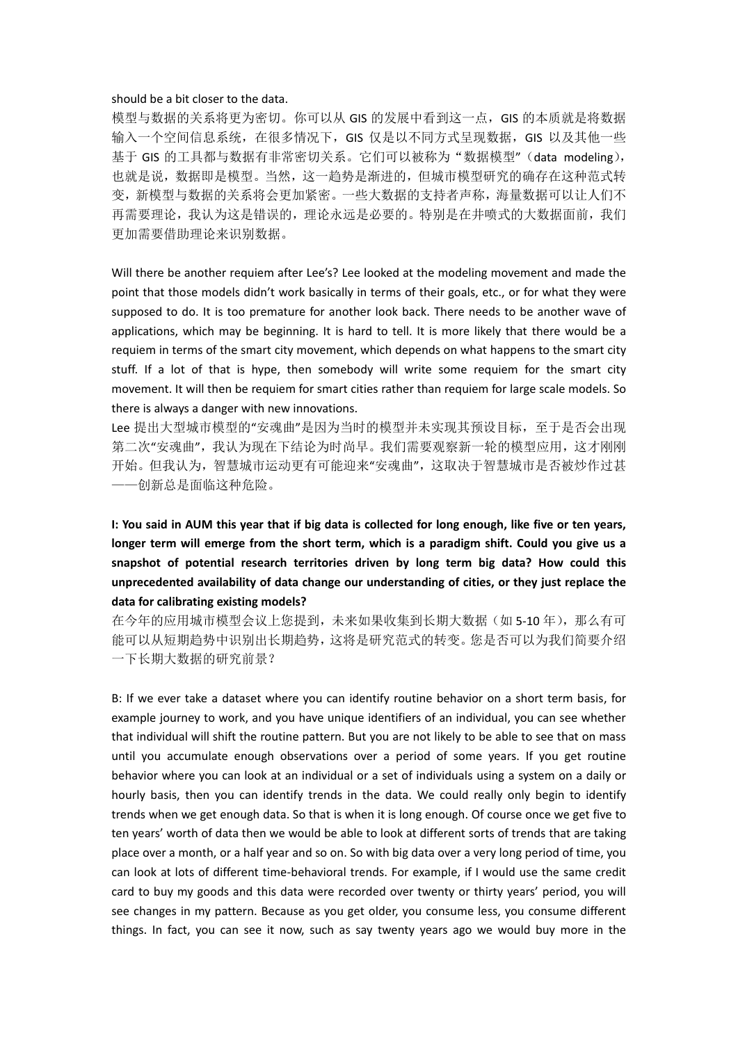should be a bit closer to the data.

模型与数据的关系将更为密切。你可以从 GIS 的发展中看到这一点，GIS 的本质就是将数据输入一个空间信息系统，在很多情况下，GIS 仅是以不同方式呈现数据，GIS 以及其他一些基于 GIS 的工具都与数据有非常密切关系。它们可以被称为“数据模型”（data modeling），也就是说，数据即是模型。当然，这一趋势是渐进的，但城市模型研究的确存在这种范式转变，新模型与数据的关系将会更加紧密。一些大数据的支持者声称，海量数据可以让人们不再需要理论，我认为这是错误的，理论永远是必要的。特别是在井喷式的大数据面前，我们更加需要借助理论来识别数据。

Will there be another requiem after Lee's? Lee looked at the modeling movement and made the point that those models didn't work basically in terms of their goals, etc., or for what they were supposed to do. It is too premature for another look back. There needs to be another wave of applications, which may be beginning. It is hard to tell. It is more likely that there would be a requiem in terms of the smart city movement, which depends on what happens to the smart city stuff. If a lot of that is hype, then somebody will write some requiem for the smart city movement. It will then be requiem for smart cities rather than requiem for large scale models. So there is always a danger with new innovations.

Lee 提出大型城市模型的“安魂曲”是因为当时的模型并未实现其预设目标，至于是否会出现第二次“安魂曲”，我认为现在下结论为时尚早。我们需要观察新一轮的模型应用，这才刚刚开始。但我认为，智慧城市运动更有可能迎来“安魂曲”，这取决于智慧城市是否被炒作过甚——创新总是面临这种危险。

**I: You said in AUM this year that if big data is collected for long enough, like five or ten years, longer term will emerge from the short term, which is a paradigm shift. Could you give us a snapshot of potential research territories driven by long term big data? How could this unprecedented availability of data change our understanding of cities, or they just replace the data for calibrating existing models?**

在今年的应用城市模型会议上您提到，未来如果收集到长期大数据（如 5-10 年），那么有可能可以从短期趋势中识别出长期趋势，这将是研究范式的转变。您是否可以为我们简要介绍一下长期大数据的研究前景？

B: If we ever take a dataset where you can identify routine behavior on a short term basis, for example journey to work, and you have unique identifiers of an individual, you can see whether that individual will shift the routine pattern. But you are not likely to be able to see that on mass until you accumulate enough observations over a period of some years. If you get routine behavior where you can look at an individual or a set of individuals using a system on a daily or hourly basis, then you can identify trends in the data. We could really only begin to identify trends when we get enough data. So that is when it is long enough. Of course once we get five to ten years' worth of data then we would be able to look at different sorts of trends that are taking place over a month, or a half year and so on. So with big data over a very long period of time, you can look at lots of different time-behavioral trends. For example, if I would use the same credit card to buy my goods and this data were recorded over twenty or thirty years' period, you will see changes in my pattern. Because as you get older, you consume less, you consume different things. In fact, you can see it now, such as say twenty years ago we would buy more in the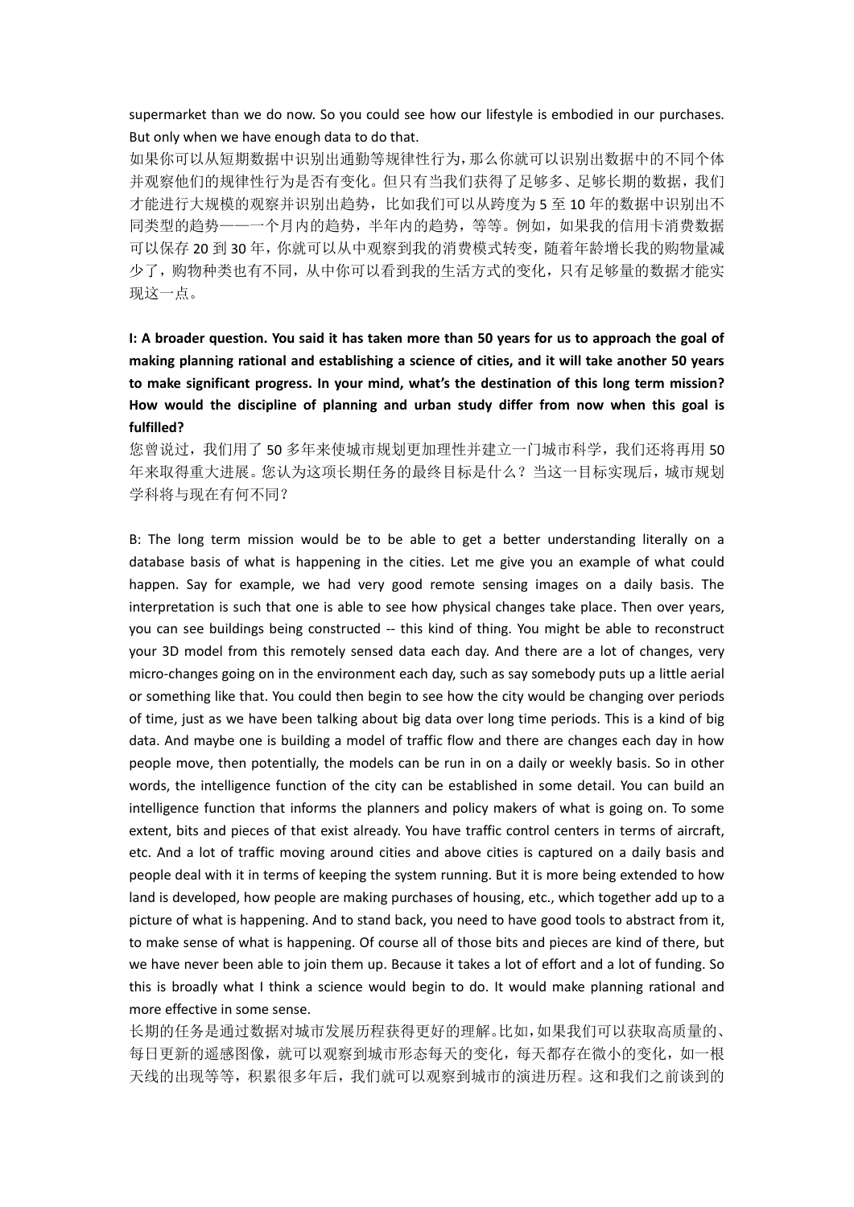supermarket than we do now. So you could see how our lifestyle is embodied in our purchases. But only when we have enough data to do that.

如果你可以从短期数据中识别出通勤等规律性行为，那么你就可以识别出数据中的不同个体并观察他们的规律性行为是否有变化。但只有当我们获得了足够多、足够长期的数据，我们才能进行大规模的观察并识别出趋势，比如我们可以从跨度为 5 至 10 年的数据中识别出不同类型的趋势——一个月内的趋势，半年内的趋势，等等。例如，如果我的信用卡消费数据可以保存 20 到 30 年，你就可以从中观察到我的消费模式转变，随着年龄增长我的购物量减少了，购物种类也有不同，从中你可以看到我的生活方式的变化，只有足够量的数据才能实现这一点。

**I: A broader question. You said it has taken more than 50 years for us to approach the goal of making planning rational and establishing a science of cities, and it will take another 50 years to make significant progress. In your mind, what's the destination of this long term mission? How would the discipline of planning and urban study differ from now when this goal is fulfilled?**

您曾说过，我们用了 50 多年来使城市规划更加理性并建立一门城市科学，我们还将再用 50 年来取得重大进展。您认为这项长期任务的最终目标是什么？当这一目标实现后，城市规划学科将与现在有何不同？

B: The long term mission would be to be able to get a better understanding literally on a database basis of what is happening in the cities. Let me give you an example of what could happen. Say for example, we had very good remote sensing images on a daily basis. The interpretation is such that one is able to see how physical changes take place. Then over years, you can see buildings being constructed -- this kind of thing. You might be able to reconstruct your 3D model from this remotely sensed data each day. And there are a lot of changes, very micro-changes going on in the environment each day, such as say somebody puts up a little aerial or something like that. You could then begin to see how the city would be changing over periods of time, just as we have been talking about big data over long time periods. This is a kind of big data. And maybe one is building a model of traffic flow and there are changes each day in how people move, then potentially, the models can be run in on a daily or weekly basis. So in other words, the intelligence function of the city can be established in some detail. You can build an intelligence function that informs the planners and policy makers of what is going on. To some extent, bits and pieces of that exist already. You have traffic control centers in terms of aircraft, etc. And a lot of traffic moving around cities and above cities is captured on a daily basis and people deal with it in terms of keeping the system running. But it is more being extended to how land is developed, how people are making purchases of housing, etc., which together add up to a picture of what is happening. And to stand back, you need to have good tools to abstract from it, to make sense of what is happening. Of course all of those bits and pieces are kind of there, but we have never been able to join them up. Because it takes a lot of effort and a lot of funding. So this is broadly what I think a science would begin to do. It would make planning rational and more effective in some sense.

长期的任务是通过数据对城市发展历程获得更好的理解。比如，如果我们可以获取高质量的、每日更新的遥感图像，就可以观察到城市形态每天的变化，每天都存在微小的变化，如一根天线的出现等等，积累很多年后，我们就可以观察到城市的演进历程。这和我们之前谈到的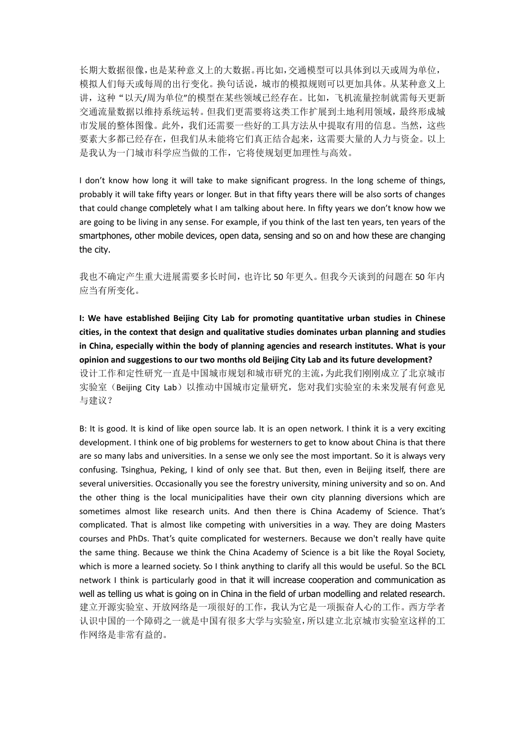长期大数据很像，也是某种意义上的大数据。再比如，交通模型可以具体到以天或周为单位，模拟人们每天或每周的出行变化。换句话说，城市的模拟规则可以更加具体。从某种意义上讲，这种"以天/周为单位"的模型在某些领域已经存在。比如，飞机流量控制就需每天更新交通流量数据以维持系统运转。但我们更需要将这类工作扩展到土地利用领域，最终形成城市发展的整体图像。此外，我们还需要一些好的工具方法从中提取有用的信息。当然，这些要素大多都已经存在，但我们从未能将它们真正结合起来，这需要大量的人力与资金。以上是我认为一门城市科学应当做的工作，它将使规划更加理性与高效。

I don't know how long it will take to make significant progress. In the long scheme of things, probably it will take fifty years or longer. But in that fifty years there will be also sorts of changes that could change completely what I am talking about here. In fifty years we don't know how we are going to be living in any sense. For example, if you think of the last ten years, ten years of the smartphones, other mobile devices, open data, sensing and so on and how these are changing the city.

我也不确定产生重大进展需要多长时间，也许比 50 年更久。但我今天谈到的问题在 50 年内应当有所变化。

**I: We have established Beijing City Lab for promoting quantitative urban studies in Chinese cities, in the context that design and qualitative studies dominates urban planning and studies in China, especially within the body of planning agencies and research institutes. What is your opinion and suggestions to our two months old Beijing City Lab and its future development?**

设计工作和定性研究一直是中国城市规划和城市研究的主流，为此我们刚刚成立了北京城市实验室（Beijing City Lab）以推动中国城市定量研究，您对我们实验室的未来发展有何意见与建议？

B: It is good. It is kind of like open source lab. It is an open network. I think it is a very exciting development. I think one of big problems for westerners to get to know about China is that there are so many labs and universities. In a sense we only see the most important. So it is always very confusing. Tsinghua, Peking, I kind of only see that. But then, even in Beijing itself, there are several universities. Occasionally you see the forestry university, mining university and so on. And the other thing is the local municipalities have their own city planning diversions which are sometimes almost like research units. And then there is China Academy of Science. That's complicated. That is almost like competing with universities in a way. They are doing Masters courses and PhDs. That's quite complicated for westerners. Because we don't really have quite the same thing. Because we think the China Academy of Science is a bit like the Royal Society, which is more a learned society. So I think anything to clarify all this would be useful. So the BCL network I think is particularly good in that it will increase cooperation and communication as well as telling us what is going on in China in the field of urban modelling and related research.

建立开源实验室、开放网络是一项很好的工作，我认为它是一项振奋人心的工作。西方学者认识中国的一个障碍之一就是中国有很多大学与实验室，所以建立北京城市实验室这样的工作网络是非常有益的。